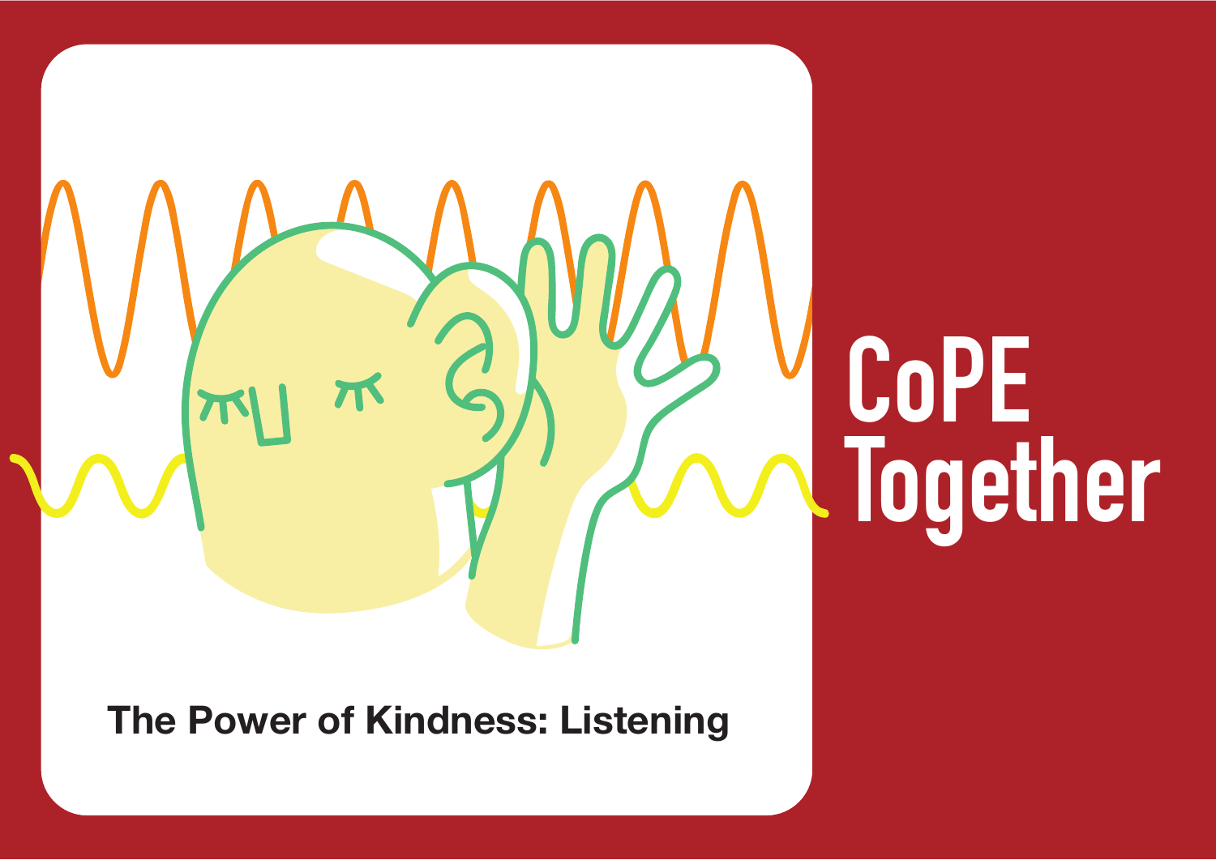# CoPE Together

## The Power of Kindness: Listening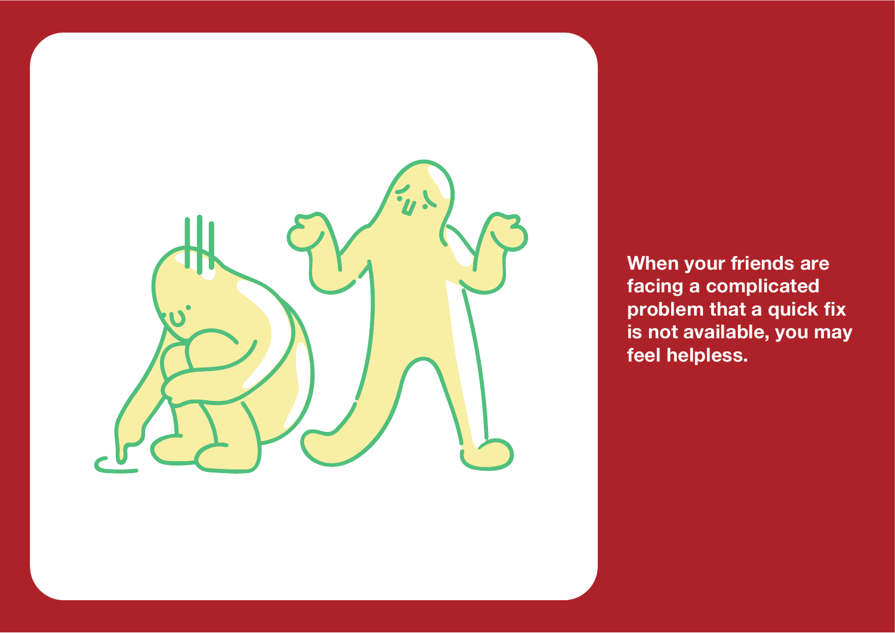**When your friends are facing a complicated problem that a quick fix is not available, you may feel helpless.**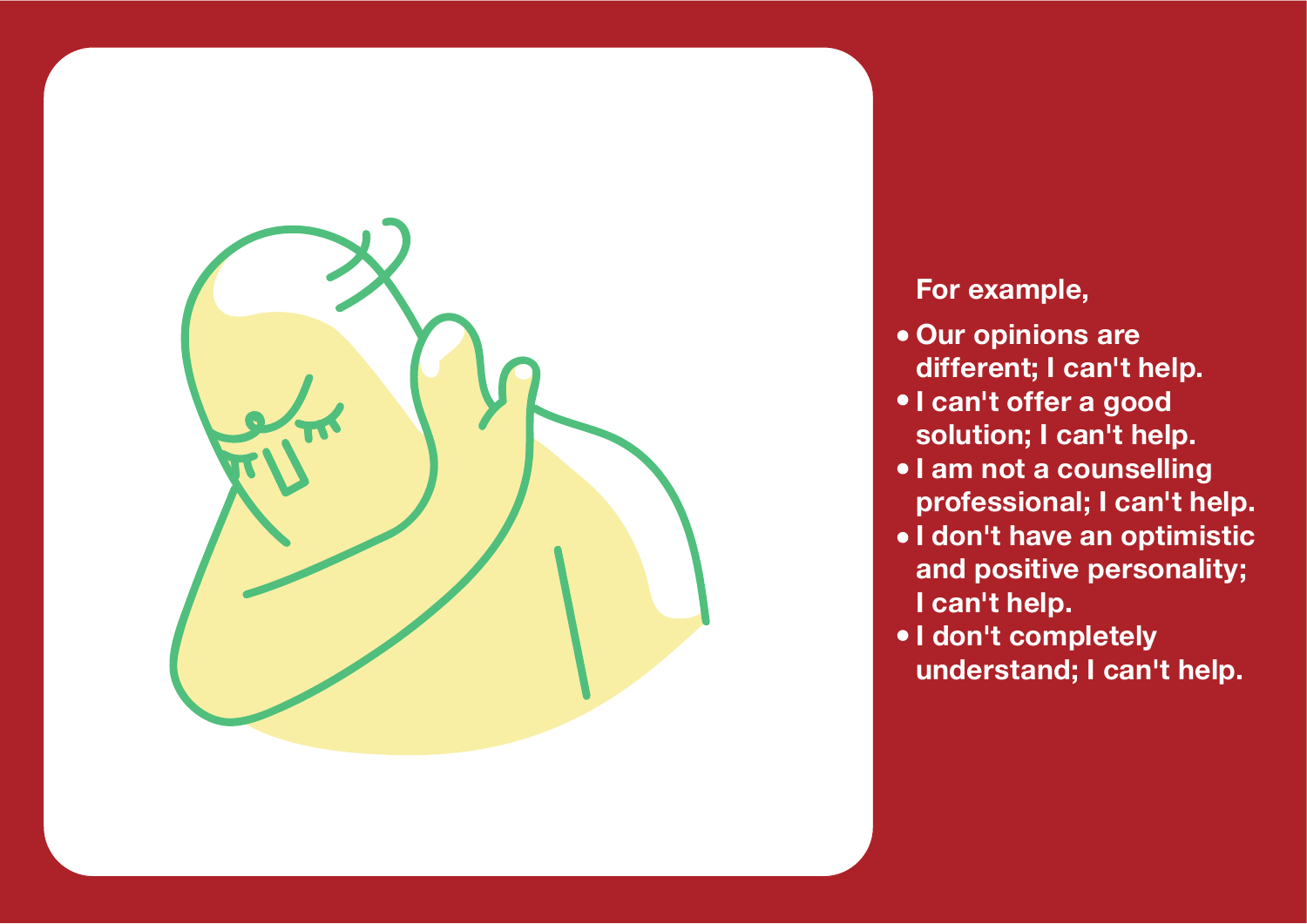For example,

- Our opinions are different; I can't help.
- I can't offer a good solution; I can't help.
- I am not a counselling professional; I can't help.
- I don't have an optimistic and positive personality; I can't help.
- I don't completely understand; I can't help.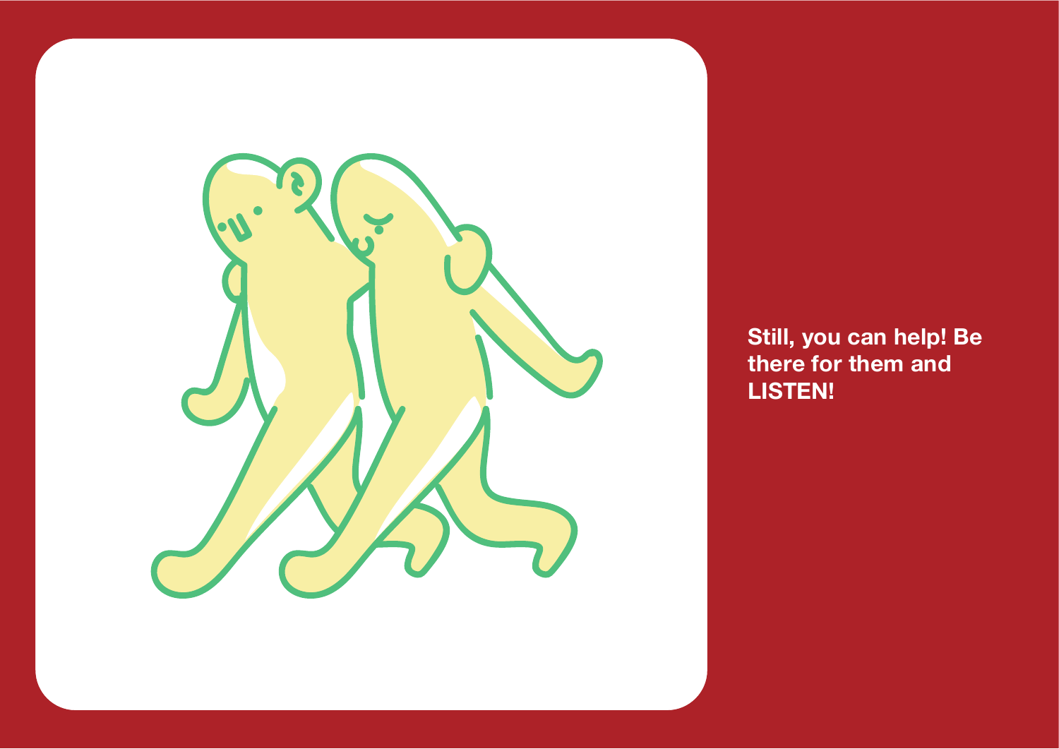**Still, you can help! Be there for them and LISTEN!**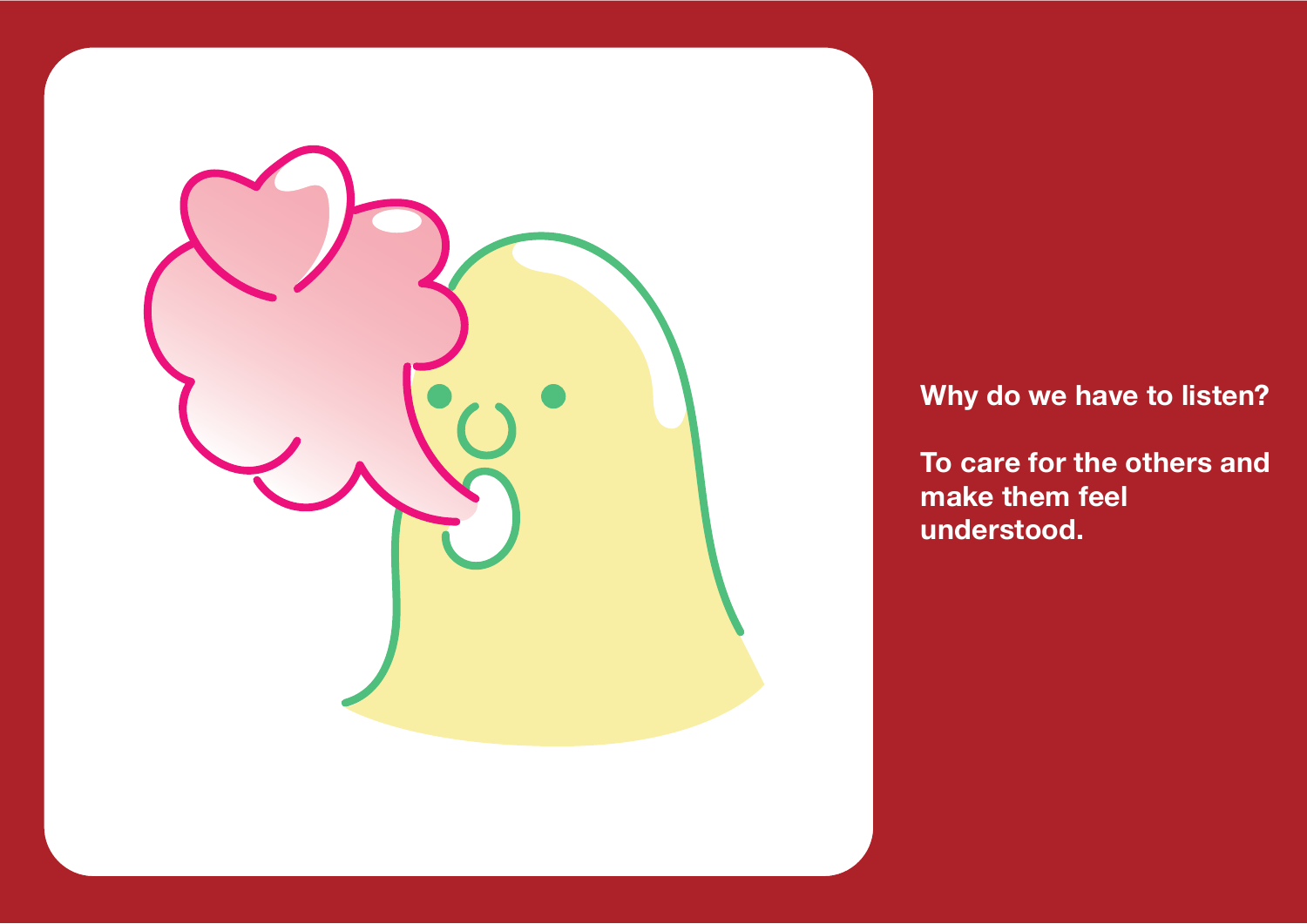**Why do we have to listen?**

**To care for the others and make them feel understood.**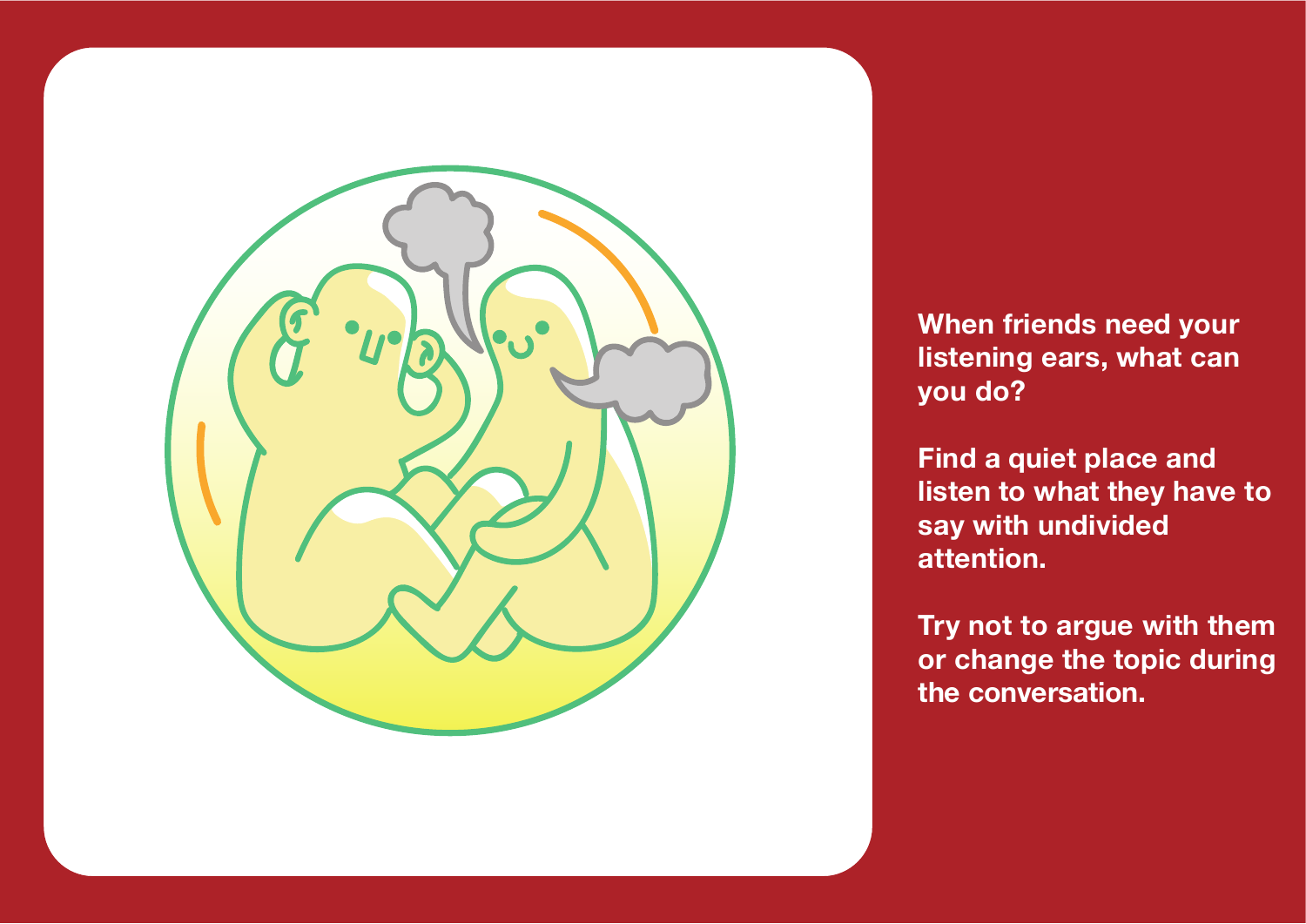**When friends need your listening ears, what can you do?**

**Find a quiet place and listen to what they have to say with undivided attention.**

**Try not to argue with them or change the topic during the conversation.**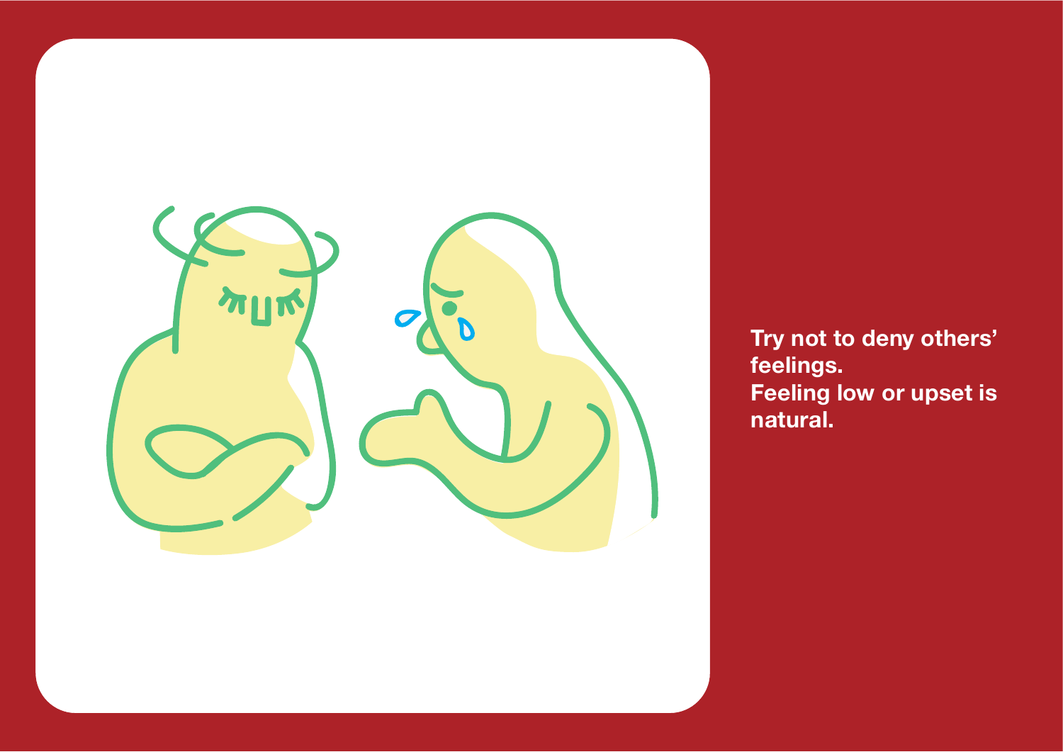**Try not to deny others' feelings.**
**Feeling low or upset is natural.**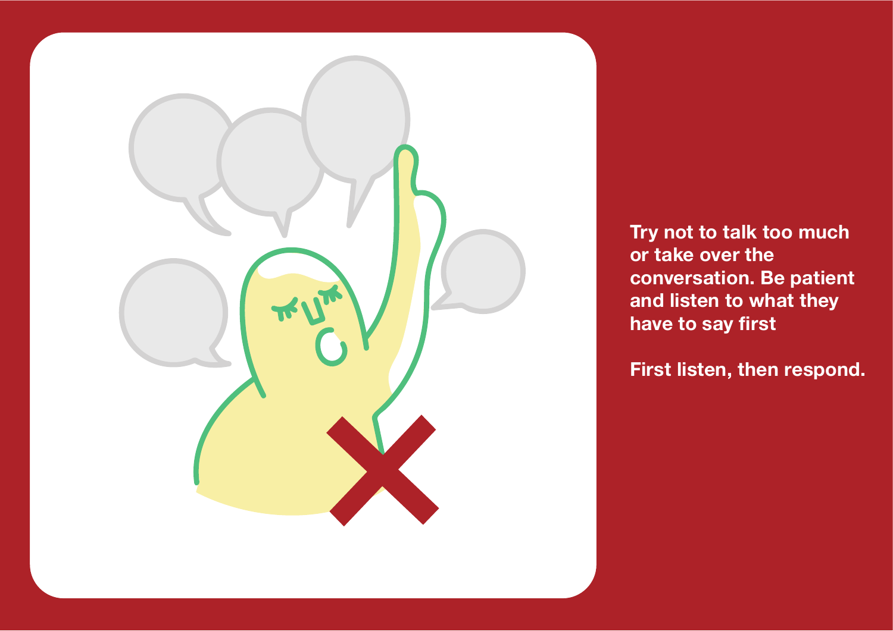Try not to talk too much or take over the conversation. Be patient and listen to what they have to say first

First listen, then respond.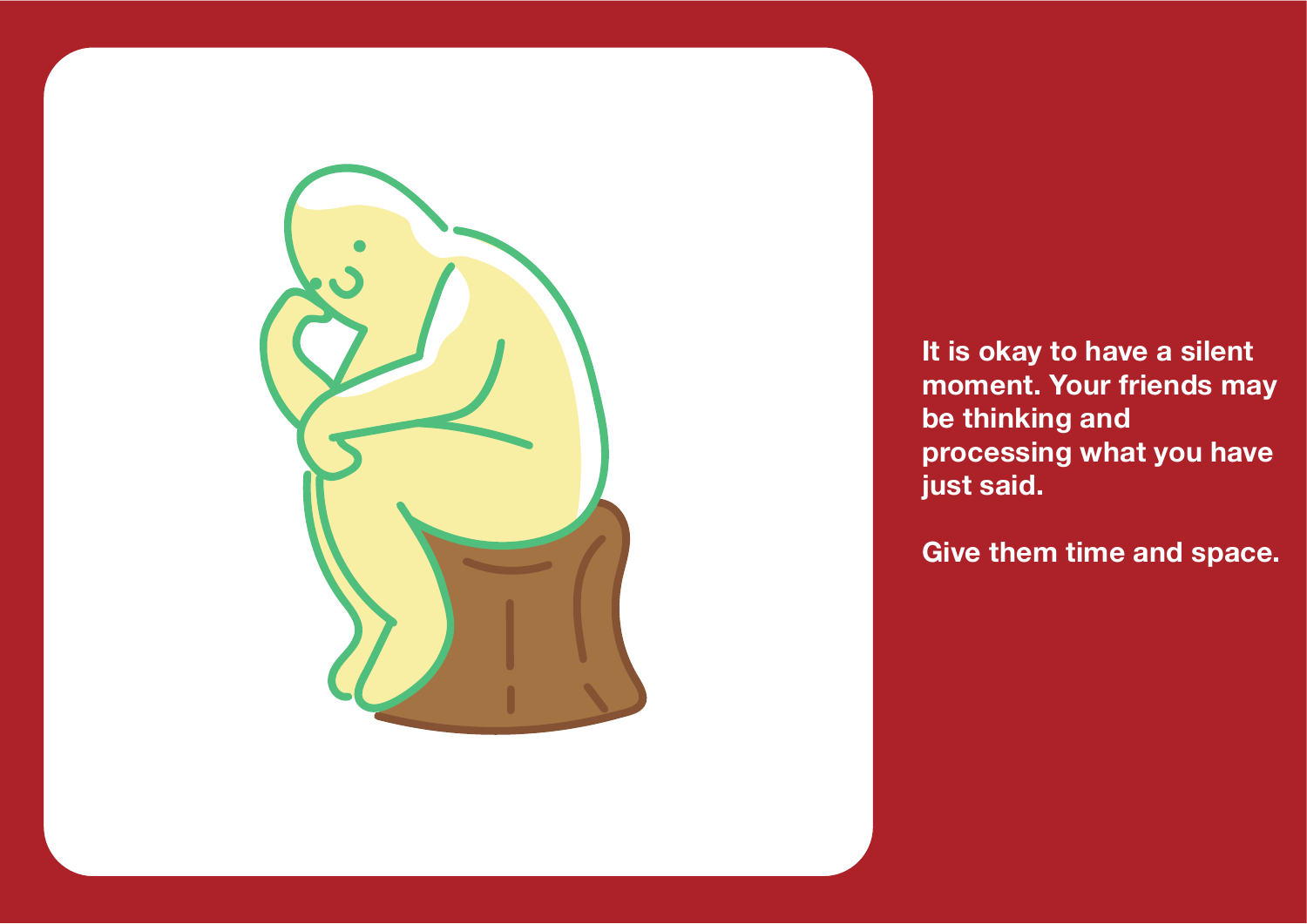**It is okay to have a silent moment. Your friends may be thinking and processing what you have just said.**

**Give them time and space.**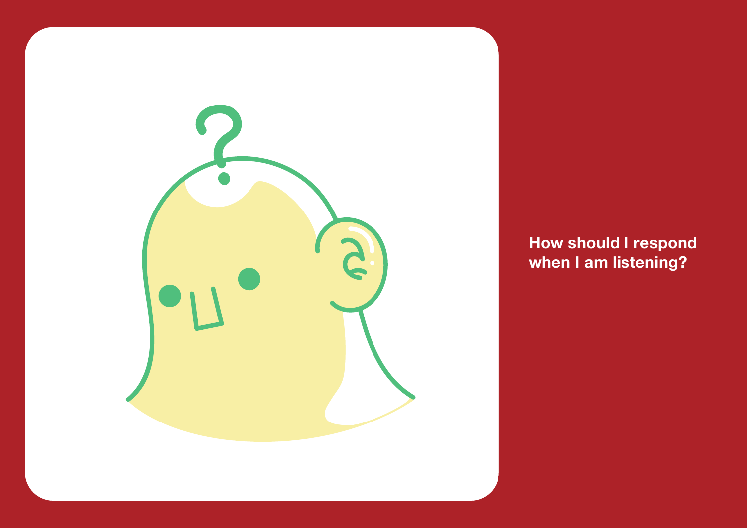**How should I respond when I am listening?**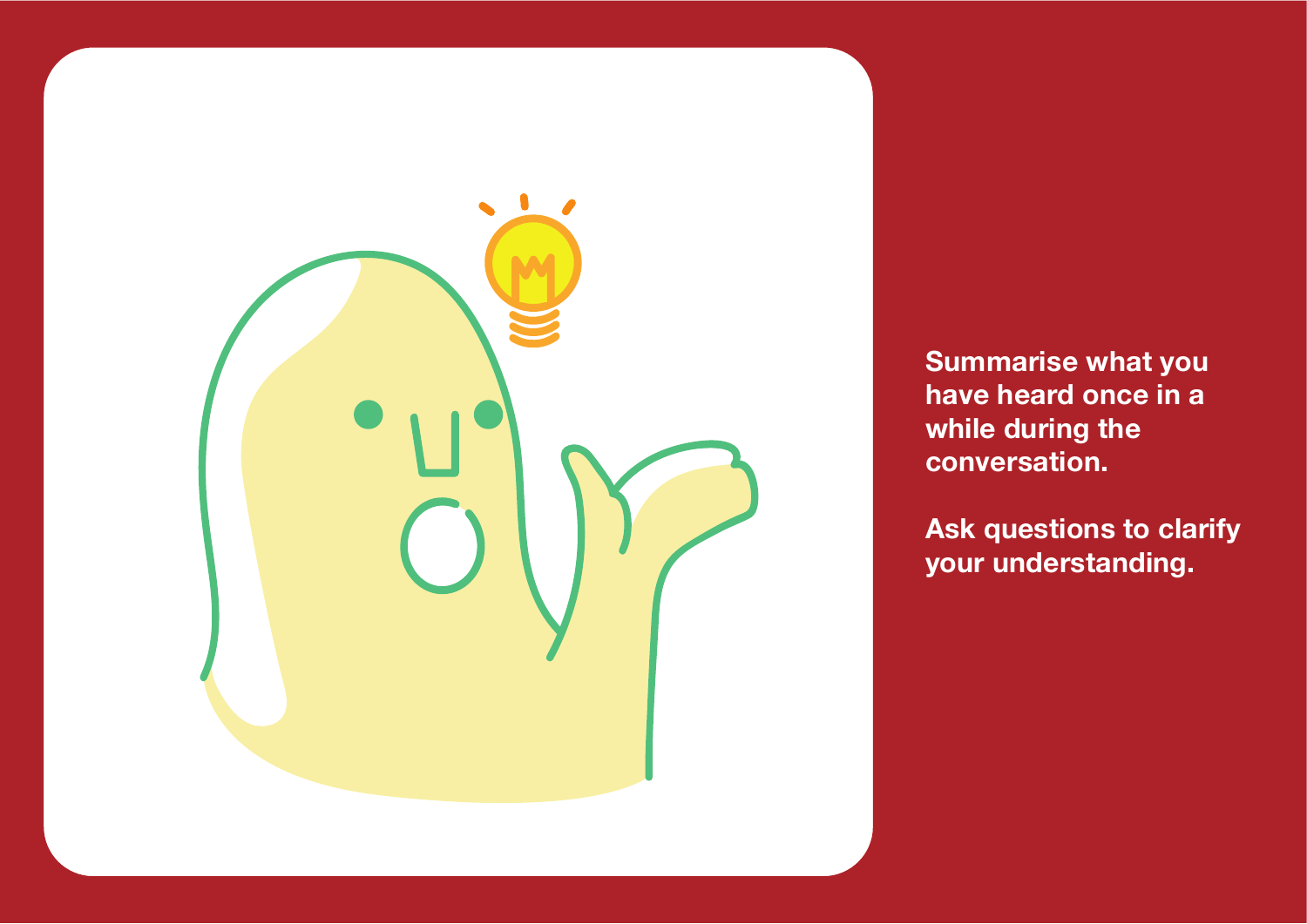**Summarise what you have heard once in a while during the conversation.**

**Ask questions to clarify your understanding.**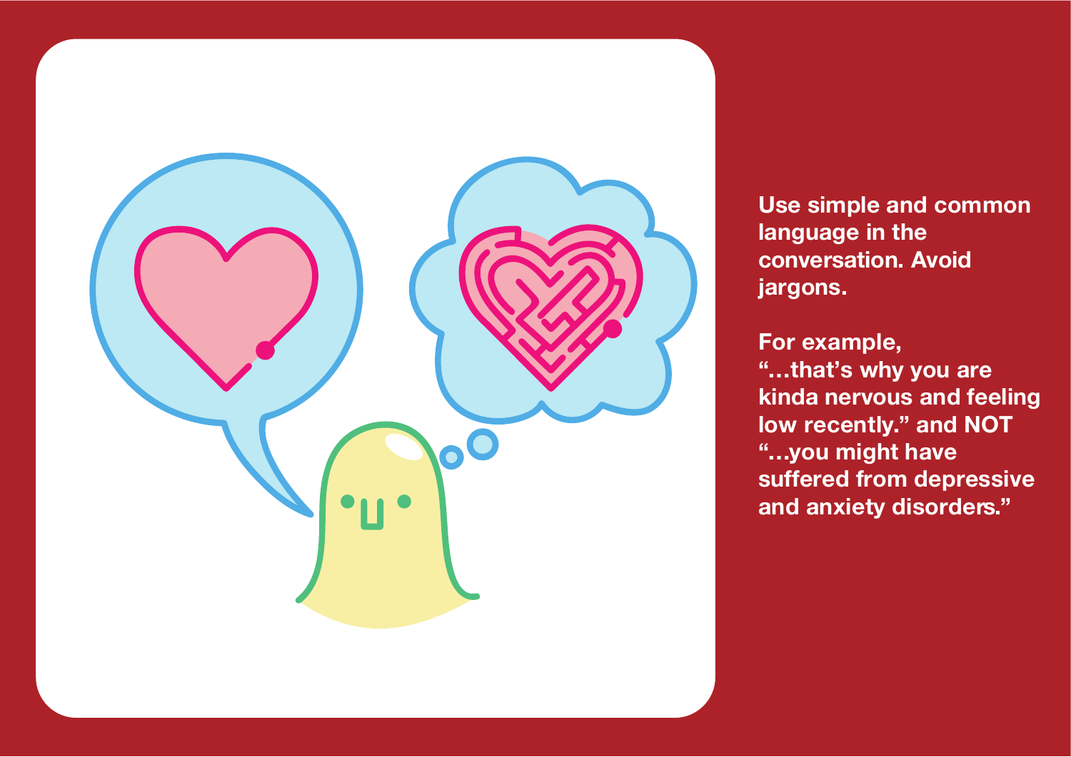**Use simple and common language in the conversation. Avoid jargons.**

**For example,**
**"…that's why you are kinda nervous and feeling low recently." and NOT "…you might have suffered from depressive and anxiety disorders."**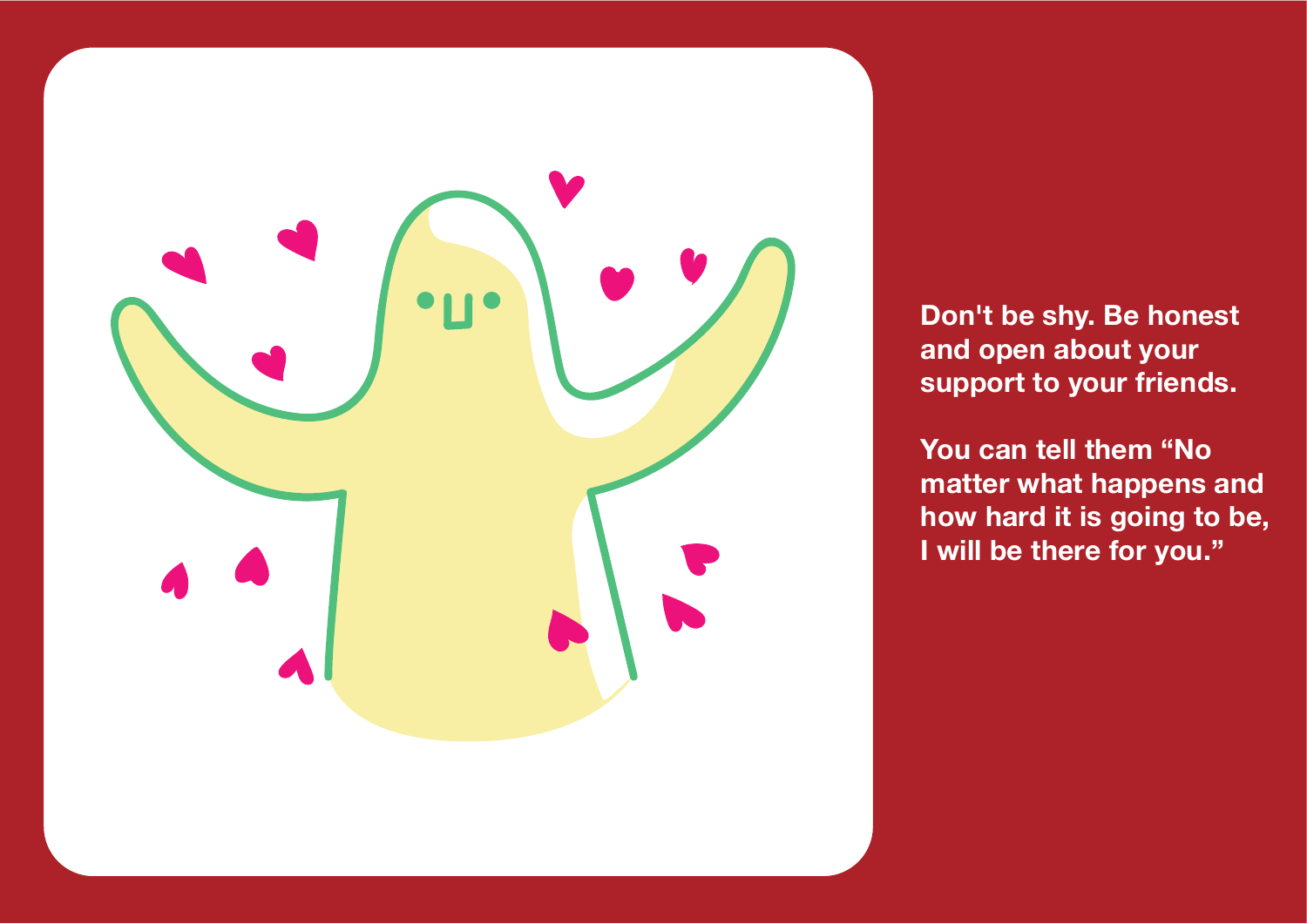**Don't be shy. Be honest and open about your support to your friends.**

**You can tell them "No matter what happens and how hard it is going to be, I will be there for you."**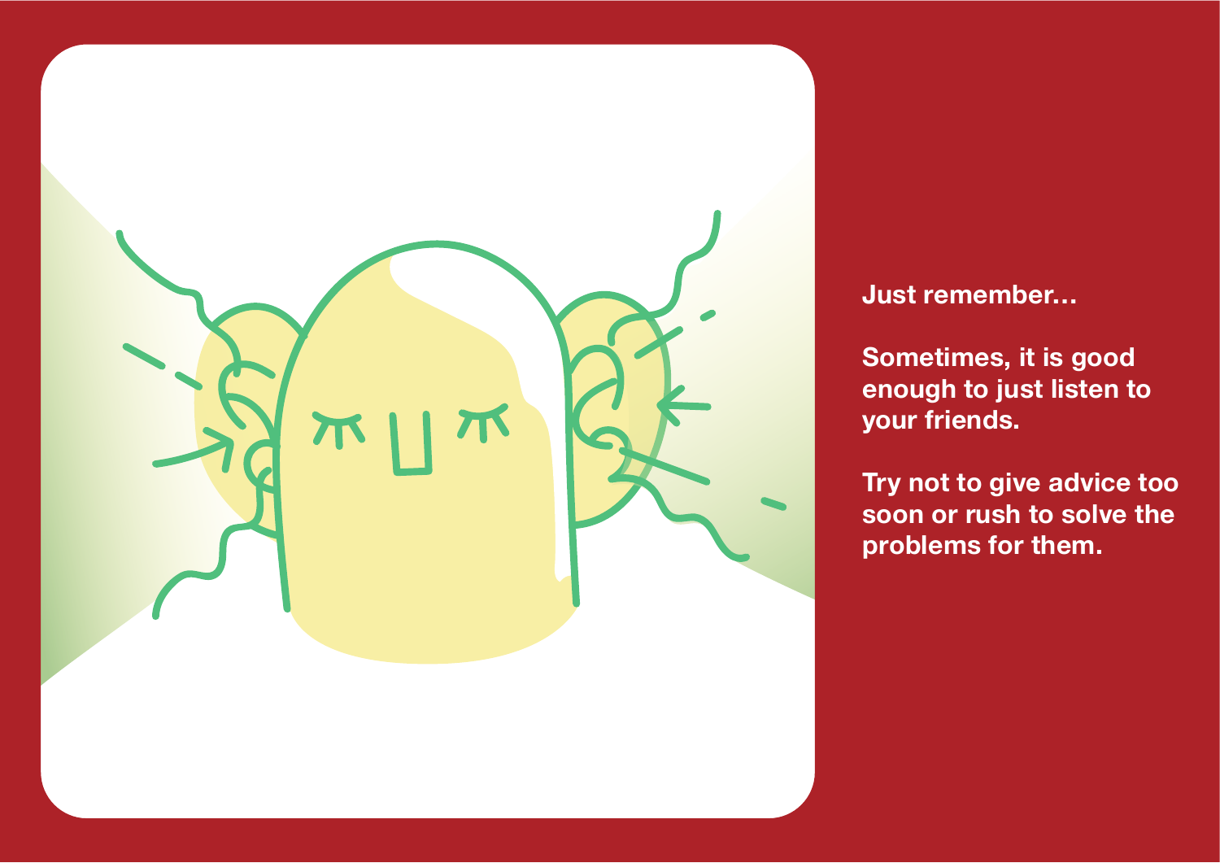**Just remember…**

**Sometimes, it is good enough to just listen to your friends.**

**Try not to give advice too soon or rush to solve the problems for them.**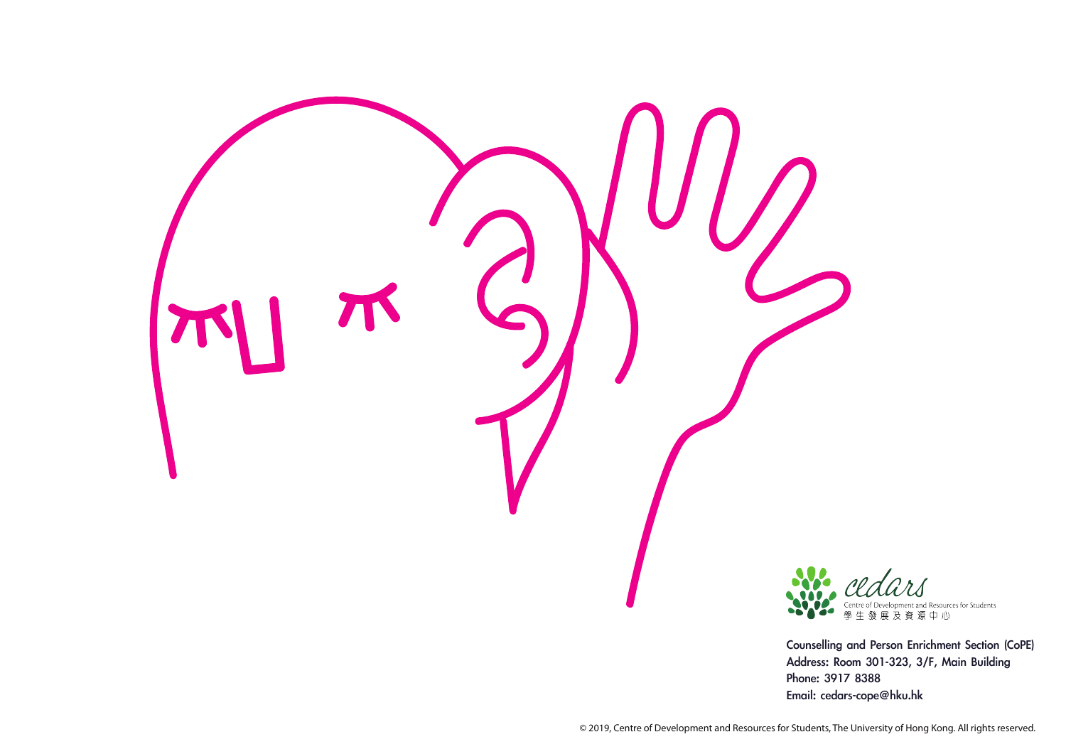cedars

Centre of Development and Resources for Students

學生發展及資源中心

Counselling and Person Enrichment Section (CoPE)

Address: Room 301-323, 3/F, Main Building

Phone: 3917 8388

Email: cedars-cope@hku.hk

© 2019, Centre of Development and Resources for Students, The University of Hong Kong. All rights reserved.